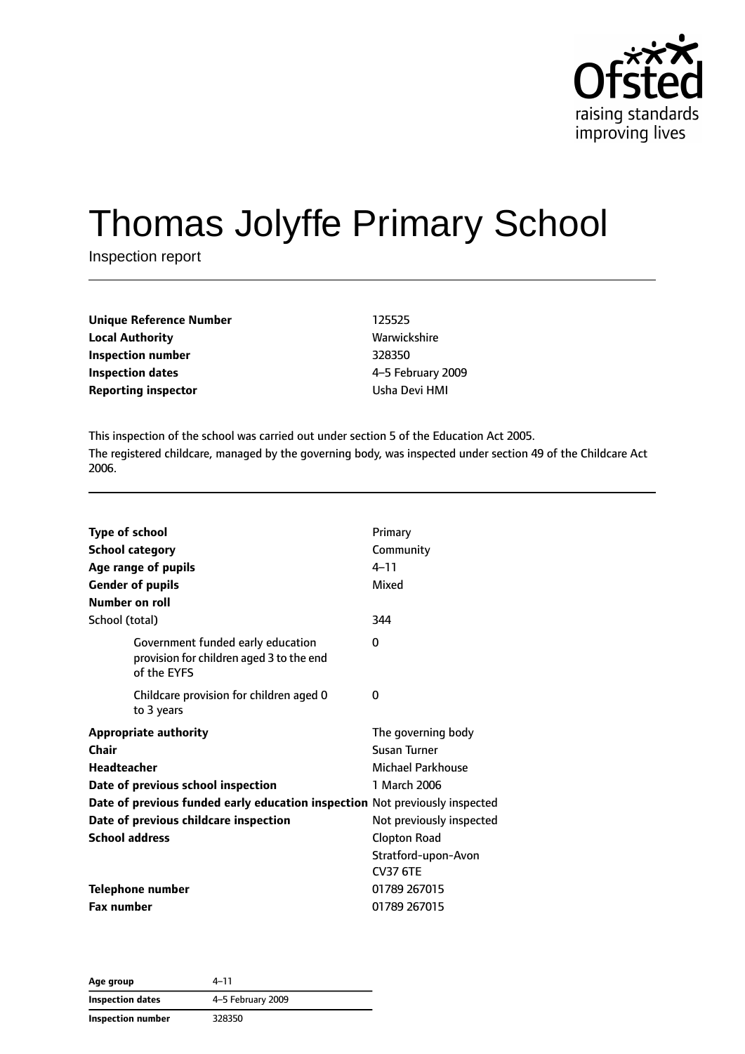# Thomas Jolyffe Primary School

Inspection report

| | |
|---|---|
| **Unique Reference Number** | 125525 |
| **Local Authority** | Warwickshire |
| **Inspection number** | 328350 |
| **Inspection dates** | 4–5 February 2009 |
| **Reporting inspector** | Usha Devi HMI |

This inspection of the school was carried out under section 5 of the Education Act 2005.

The registered childcare, managed by the governing body, was inspected under section 49 of the Childcare Act 2006.

| | |
|---|---|
| **Type of school** | Primary |
| **School category** | Community |
| **Age range of pupils** | 4–11 |
| **Gender of pupils** | Mixed |
| **Number on roll** | |
| School (total) | 344 |
| Government funded early education provision for children aged 3 to the end of the EYFS | 0 |
| Childcare provision for children aged 0 to 3 years | 0 |
| **Appropriate authority** | The governing body |
| **Chair** | Susan Turner |
| **Headteacher** | Michael Parkhouse |
| **Date of previous school inspection** | 1 March 2006 |
| **Date of previous funded early education inspection** | Not previously inspected |
| **Date of previous childcare inspection** | Not previously inspected |
| **School address** | Clopton Road<br>Stratford-upon-Avon<br>CV37 6TE |
| **Telephone number** | 01789 267015 |
| **Fax number** | 01789 267015 |

| | |
|---|---|
| **Age group** | 4–11 |
| **Inspection dates** | 4–5 February 2009 |
| **Inspection number** | 328350 |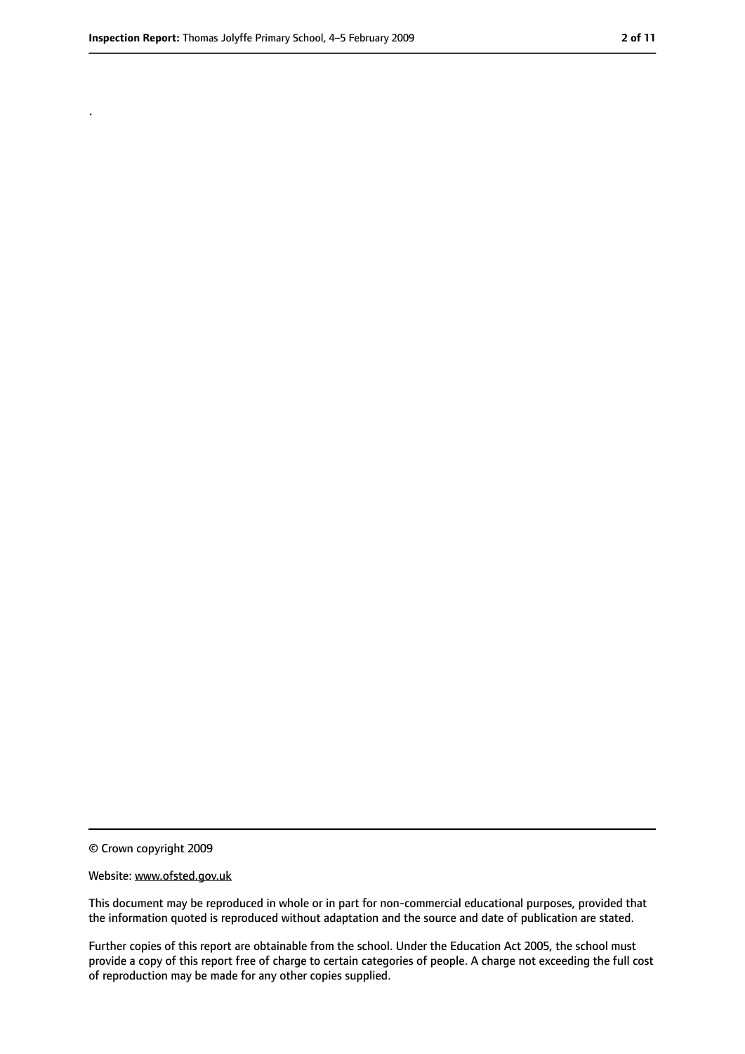.

© Crown copyright 2009

Website: www.ofsted.gov.uk

This document may be reproduced in whole or in part for non-commercial educational purposes, provided that the information quoted is reproduced without adaptation and the source and date of publication are stated.

Further copies of this report are obtainable from the school. Under the Education Act 2005, the school must provide a copy of this report free of charge to certain categories of people. A charge not exceeding the full cost of reproduction may be made for any other copies supplied.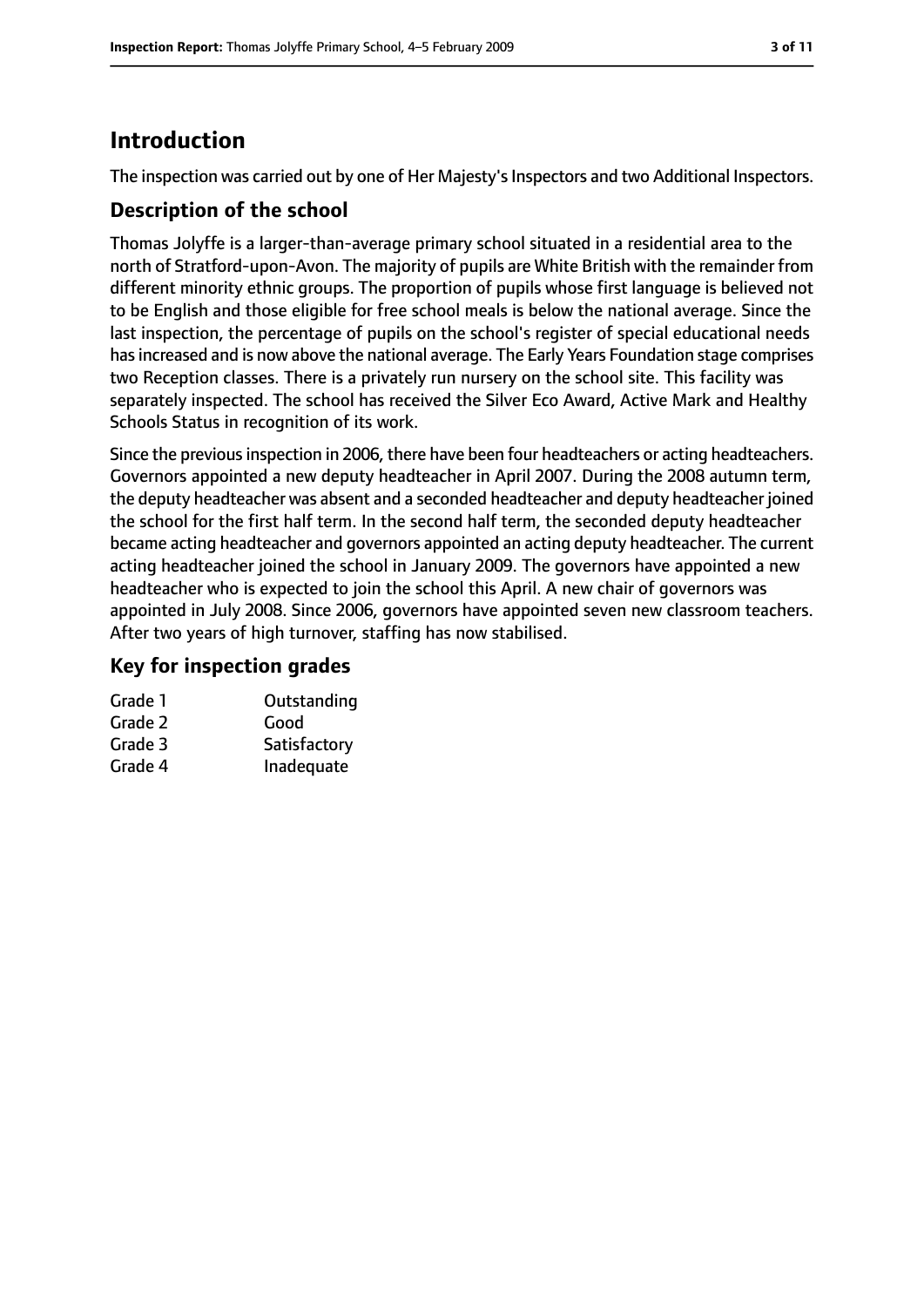# Introduction

The inspection was carried out by one of Her Majesty's Inspectors and two Additional Inspectors.

## Description of the school

Thomas Jolyffe is a larger-than-average primary school situated in a residential area to the north of Stratford-upon-Avon. The majority of pupils are White British with the remainder from different minority ethnic groups. The proportion of pupils whose first language is believed not to be English and those eligible for free school meals is below the national average. Since the last inspection, the percentage of pupils on the school's register of special educational needs has increased and is now above the national average. The Early Years Foundation stage comprises two Reception classes. There is a privately run nursery on the school site. This facility was separately inspected. The school has received the Silver Eco Award, Active Mark and Healthy Schools Status in recognition of its work.

Since the previous inspection in 2006, there have been four headteachers or acting headteachers. Governors appointed a new deputy headteacher in April 2007. During the 2008 autumn term, the deputy headteacher was absent and a seconded headteacher and deputy headteacher joined the school for the first half term. In the second half term, the seconded deputy headteacher became acting headteacher and governors appointed an acting deputy headteacher. The current acting headteacher joined the school in January 2009. The governors have appointed a new headteacher who is expected to join the school this April. A new chair of governors was appointed in July 2008. Since 2006, governors have appointed seven new classroom teachers. After two years of high turnover, staffing has now stabilised.

## Key for inspection grades

| | |
|---|---|
| Grade 1 | Outstanding |
| Grade 2 | Good |
| Grade 3 | Satisfactory |
| Grade 4 | Inadequate |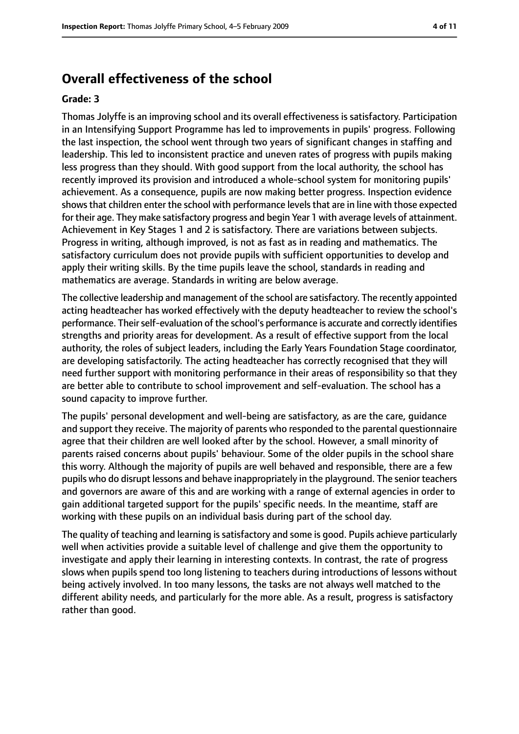## Overall effectiveness of the school

**Grade: 3**

Thomas Jolyffe is an improving school and its overall effectiveness is satisfactory. Participation in an Intensifying Support Programme has led to improvements in pupils' progress. Following the last inspection, the school went through two years of significant changes in staffing and leadership. This led to inconsistent practice and uneven rates of progress with pupils making less progress than they should. With good support from the local authority, the school has recently improved its provision and introduced a whole-school system for monitoring pupils' achievement. As a consequence, pupils are now making better progress. Inspection evidence shows that children enter the school with performance levels that are in line with those expected for their age. They make satisfactory progress and begin Year 1 with average levels of attainment. Achievement in Key Stages 1 and 2 is satisfactory. There are variations between subjects. Progress in writing, although improved, is not as fast as in reading and mathematics. The satisfactory curriculum does not provide pupils with sufficient opportunities to develop and apply their writing skills. By the time pupils leave the school, standards in reading and mathematics are average. Standards in writing are below average.

The collective leadership and management of the school are satisfactory. The recently appointed acting headteacher has worked effectively with the deputy headteacher to review the school's performance. Their self-evaluation of the school's performance is accurate and correctly identifies strengths and priority areas for development. As a result of effective support from the local authority, the roles of subject leaders, including the Early Years Foundation Stage coordinator, are developing satisfactorily. The acting headteacher has correctly recognised that they will need further support with monitoring performance in their areas of responsibility so that they are better able to contribute to school improvement and self-evaluation. The school has a sound capacity to improve further.

The pupils' personal development and well-being are satisfactory, as are the care, guidance and support they receive. The majority of parents who responded to the parental questionnaire agree that their children are well looked after by the school. However, a small minority of parents raised concerns about pupils' behaviour. Some of the older pupils in the school share this worry. Although the majority of pupils are well behaved and responsible, there are a few pupils who do disrupt lessons and behave inappropriately in the playground. The senior teachers and governors are aware of this and are working with a range of external agencies in order to gain additional targeted support for the pupils' specific needs. In the meantime, staff are working with these pupils on an individual basis during part of the school day.

The quality of teaching and learning is satisfactory and some is good. Pupils achieve particularly well when activities provide a suitable level of challenge and give them the opportunity to investigate and apply their learning in interesting contexts. In contrast, the rate of progress slows when pupils spend too long listening to teachers during introductions of lessons without being actively involved. In too many lessons, the tasks are not always well matched to the different ability needs, and particularly for the more able. As a result, progress is satisfactory rather than good.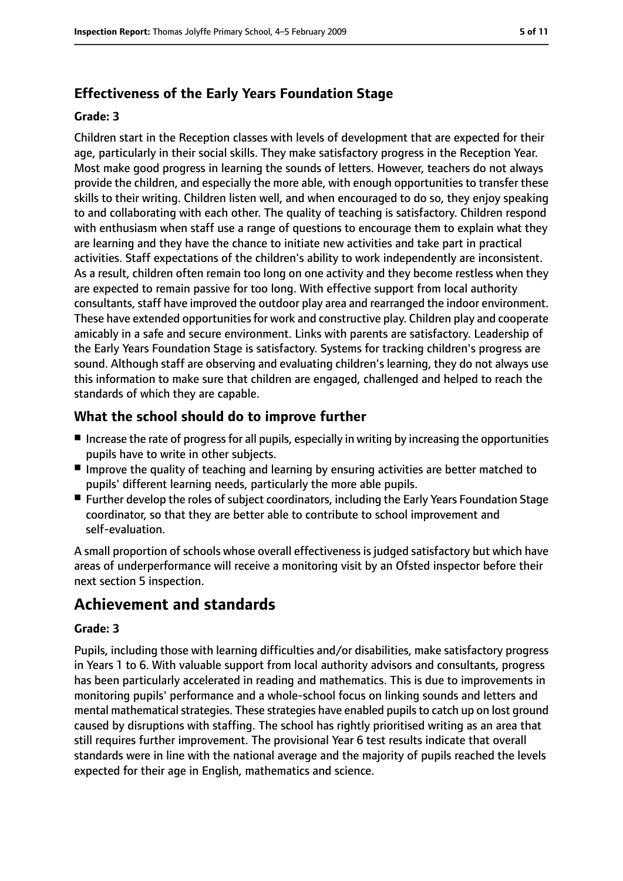## Effectiveness of the Early Years Foundation Stage

**Grade: 3**

Children start in the Reception classes with levels of development that are expected for their age, particularly in their social skills. They make satisfactory progress in the Reception Year. Most make good progress in learning the sounds of letters. However, teachers do not always provide the children, and especially the more able, with enough opportunities to transfer these skills to their writing. Children listen well, and when encouraged to do so, they enjoy speaking to and collaborating with each other. The quality of teaching is satisfactory. Children respond with enthusiasm when staff use a range of questions to encourage them to explain what they are learning and they have the chance to initiate new activities and take part in practical activities. Staff expectations of the children's ability to work independently are inconsistent. As a result, children often remain too long on one activity and they become restless when they are expected to remain passive for too long. With effective support from local authority consultants, staff have improved the outdoor play area and rearranged the indoor environment. These have extended opportunities for work and constructive play. Children play and cooperate amicably in a safe and secure environment. Links with parents are satisfactory. Leadership of the Early Years Foundation Stage is satisfactory. Systems for tracking children's progress are sound. Although staff are observing and evaluating children's learning, they do not always use this information to make sure that children are engaged, challenged and helped to reach the standards of which they are capable.

## What the school should do to improve further

- Increase the rate of progress for all pupils, especially in writing by increasing the opportunities pupils have to write in other subjects.
- Improve the quality of teaching and learning by ensuring activities are better matched to pupils' different learning needs, particularly the more able pupils.
- Further develop the roles of subject coordinators, including the Early Years Foundation Stage coordinator, so that they are better able to contribute to school improvement and self-evaluation.

A small proportion of schools whose overall effectiveness is judged satisfactory but which have areas of underperformance will receive a monitoring visit by an Ofsted inspector before their next section 5 inspection.

# Achievement and standards

**Grade: 3**

Pupils, including those with learning difficulties and/or disabilities, make satisfactory progress in Years 1 to 6. With valuable support from local authority advisors and consultants, progress has been particularly accelerated in reading and mathematics. This is due to improvements in monitoring pupils' performance and a whole-school focus on linking sounds and letters and mental mathematical strategies. These strategies have enabled pupils to catch up on lost ground caused by disruptions with staffing. The school has rightly prioritised writing as an area that still requires further improvement. The provisional Year 6 test results indicate that overall standards were in line with the national average and the majority of pupils reached the levels expected for their age in English, mathematics and science.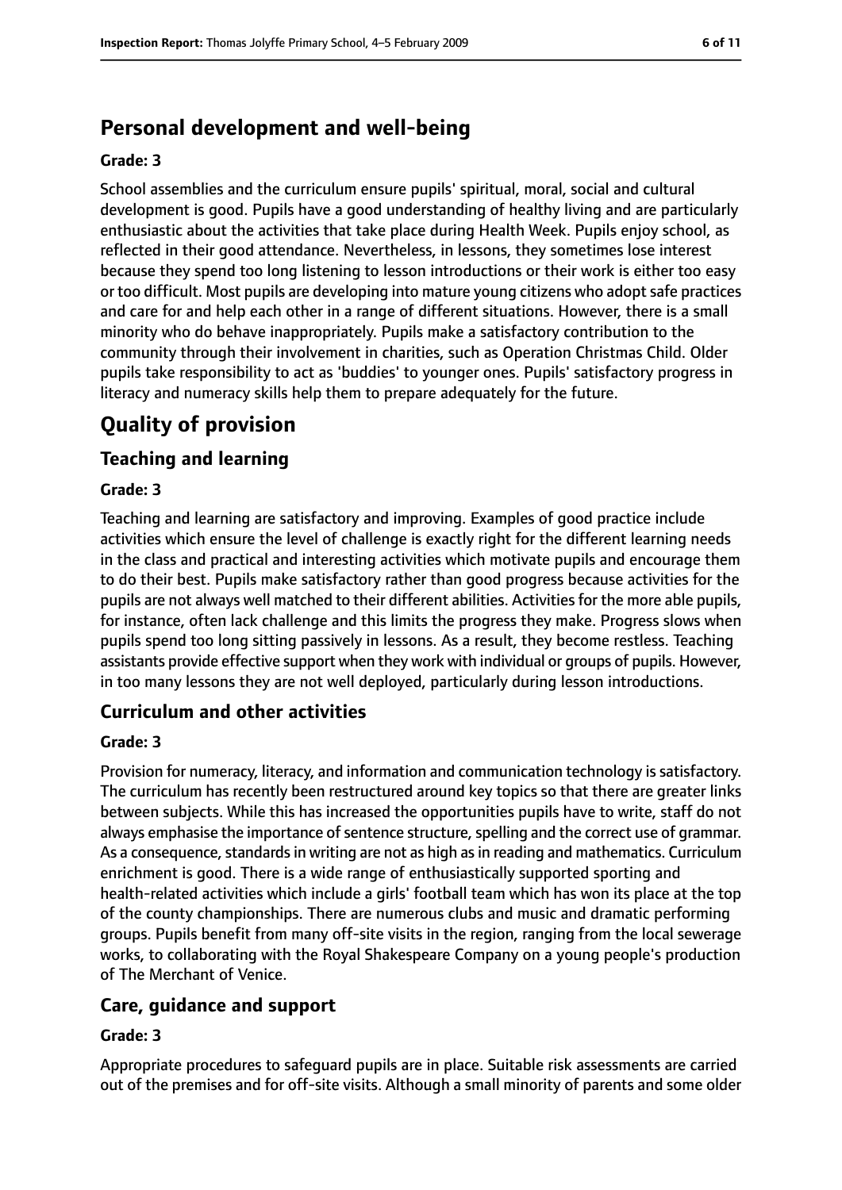## Personal development and well-being

### Grade: 3

School assemblies and the curriculum ensure pupils' spiritual, moral, social and cultural development is good. Pupils have a good understanding of healthy living and are particularly enthusiastic about the activities that take place during Health Week. Pupils enjoy school, as reflected in their good attendance. Nevertheless, in lessons, they sometimes lose interest because they spend too long listening to lesson introductions or their work is either too easy or too difficult. Most pupils are developing into mature young citizens who adopt safe practices and care for and help each other in a range of different situations. However, there is a small minority who do behave inappropriately. Pupils make a satisfactory contribution to the community through their involvement in charities, such as Operation Christmas Child. Older pupils take responsibility to act as 'buddies' to younger ones. Pupils' satisfactory progress in literacy and numeracy skills help them to prepare adequately for the future.

# Quality of provision

## Teaching and learning

### Grade: 3

Teaching and learning are satisfactory and improving. Examples of good practice include activities which ensure the level of challenge is exactly right for the different learning needs in the class and practical and interesting activities which motivate pupils and encourage them to do their best. Pupils make satisfactory rather than good progress because activities for the pupils are not always well matched to their different abilities. Activities for the more able pupils, for instance, often lack challenge and this limits the progress they make. Progress slows when pupils spend too long sitting passively in lessons. As a result, they become restless. Teaching assistants provide effective support when they work with individual or groups of pupils. However, in too many lessons they are not well deployed, particularly during lesson introductions.

## Curriculum and other activities

### Grade: 3

Provision for numeracy, literacy, and information and communication technology is satisfactory. The curriculum has recently been restructured around key topics so that there are greater links between subjects. While this has increased the opportunities pupils have to write, staff do not always emphasise the importance of sentence structure, spelling and the correct use of grammar. As a consequence, standards in writing are not as high as in reading and mathematics. Curriculum enrichment is good. There is a wide range of enthusiastically supported sporting and health-related activities which include a girls' football team which has won its place at the top of the county championships. There are numerous clubs and music and dramatic performing groups. Pupils benefit from many off-site visits in the region, ranging from the local sewerage works, to collaborating with the Royal Shakespeare Company on a young people's production of The Merchant of Venice.

## Care, guidance and support

### Grade: 3

Appropriate procedures to safeguard pupils are in place. Suitable risk assessments are carried out of the premises and for off-site visits. Although a small minority of parents and some older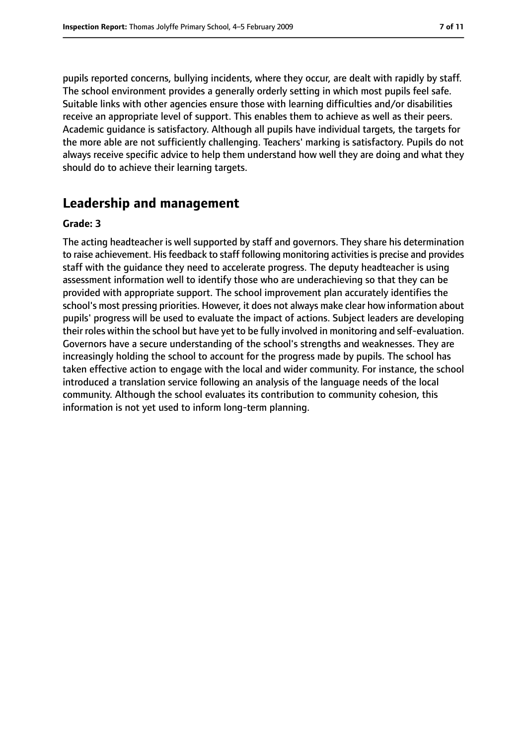pupils reported concerns, bullying incidents, where they occur, are dealt with rapidly by staff. The school environment provides a generally orderly setting in which most pupils feel safe. Suitable links with other agencies ensure those with learning difficulties and/or disabilities receive an appropriate level of support. This enables them to achieve as well as their peers. Academic guidance is satisfactory. Although all pupils have individual targets, the targets for the more able are not sufficiently challenging. Teachers' marking is satisfactory. Pupils do not always receive specific advice to help them understand how well they are doing and what they should do to achieve their learning targets.

## Leadership and management

**Grade: 3**

The acting headteacher is well supported by staff and governors. They share his determination to raise achievement. His feedback to staff following monitoring activities is precise and provides staff with the guidance they need to accelerate progress. The deputy headteacher is using assessment information well to identify those who are underachieving so that they can be provided with appropriate support. The school improvement plan accurately identifies the school's most pressing priorities. However, it does not always make clear how information about pupils' progress will be used to evaluate the impact of actions. Subject leaders are developing their roles within the school but have yet to be fully involved in monitoring and self-evaluation. Governors have a secure understanding of the school's strengths and weaknesses. They are increasingly holding the school to account for the progress made by pupils. The school has taken effective action to engage with the local and wider community. For instance, the school introduced a translation service following an analysis of the language needs of the local community. Although the school evaluates its contribution to community cohesion, this information is not yet used to inform long-term planning.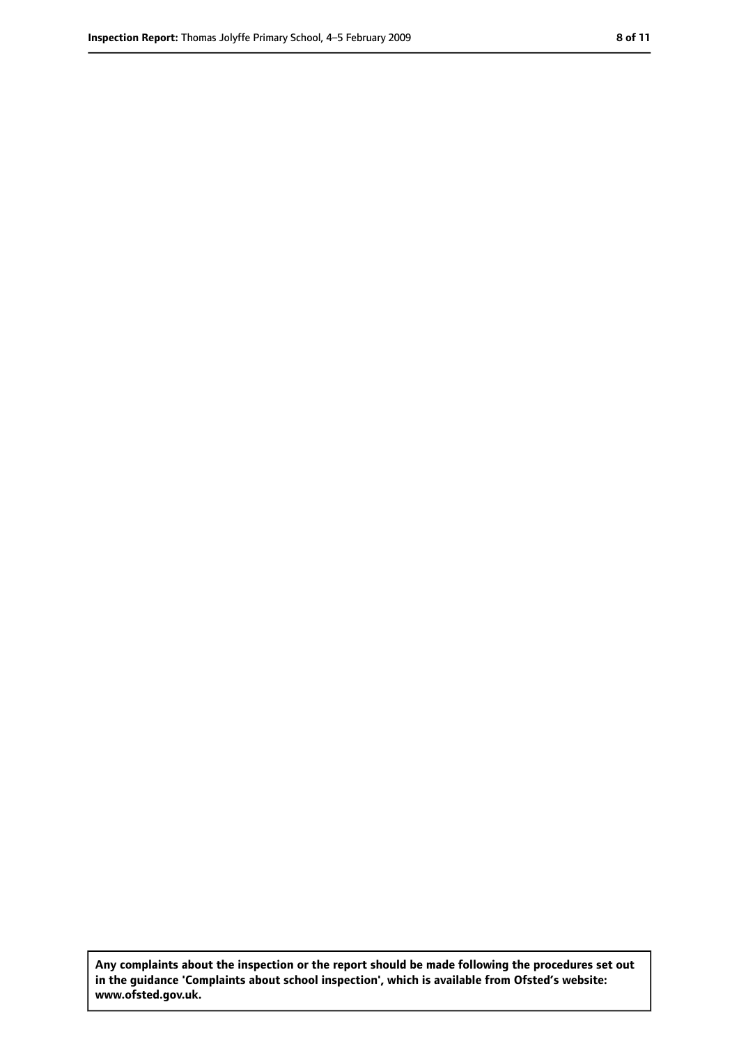**Any complaints about the inspection or the report should be made following the procedures set out in the guidance 'Complaints about school inspection', which is available from Ofsted's website: www.ofsted.gov.uk.**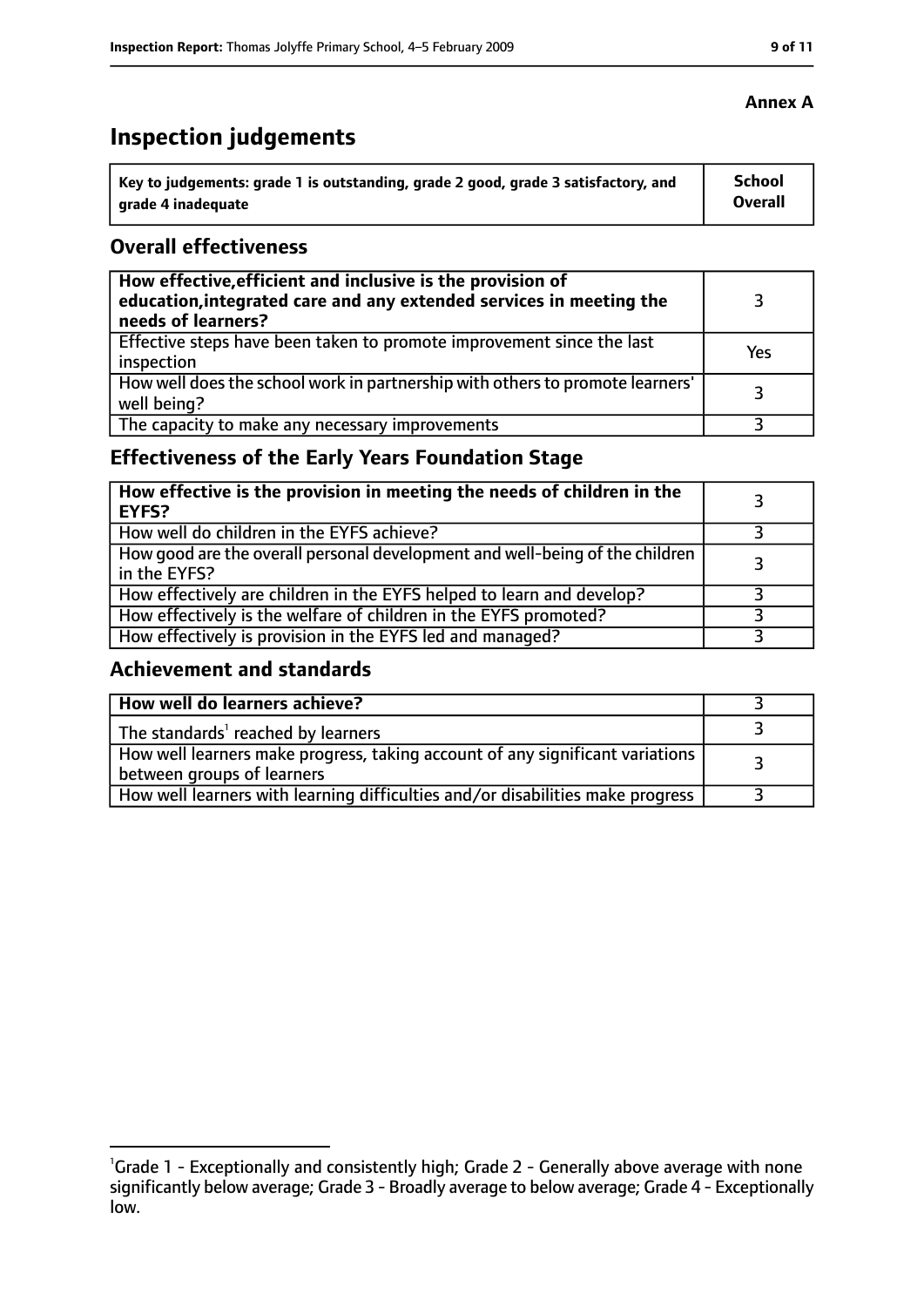**Annex A**

# Inspection judgements

| Key to judgements: grade 1 is outstanding, grade 2 good, grade 3 satisfactory, and grade 4 inadequate | School Overall |
|---|---|

## Overall effectiveness

| | |
|---|---|
| **How effective, efficient and inclusive is the provision of education, integrated care and any extended services in meeting the needs of learners?** | 3 |
| Effective steps have been taken to promote improvement since the last inspection | Yes |
| How well does the school work in partnership with others to promote learners' well being? | 3 |
| The capacity to make any necessary improvements | 3 |

## Effectiveness of the Early Years Foundation Stage

| | |
|---|---|
| **How effective is the provision in meeting the needs of children in the EYFS?** | 3 |
| How well do children in the EYFS achieve? | 3 |
| How good are the overall personal development and well-being of the children in the EYFS? | 3 |
| How effectively are children in the EYFS helped to learn and develop? | 3 |
| How effectively is the welfare of children in the EYFS promoted? | 3 |
| How effectively is provision in the EYFS led and managed? | 3 |

## Achievement and standards

| | |
|---|---|
| **How well do learners achieve?** | 3 |
| The standards[1] reached by learners | 3 |
| How well learners make progress, taking account of any significant variations between groups of learners | 3 |
| How well learners with learning difficulties and/or disabilities make progress | 3 |

[1]Grade 1 - Exceptionally and consistently high; Grade 2 - Generally above average with none significantly below average; Grade 3 - Broadly average to below average; Grade 4 - Exceptionally low.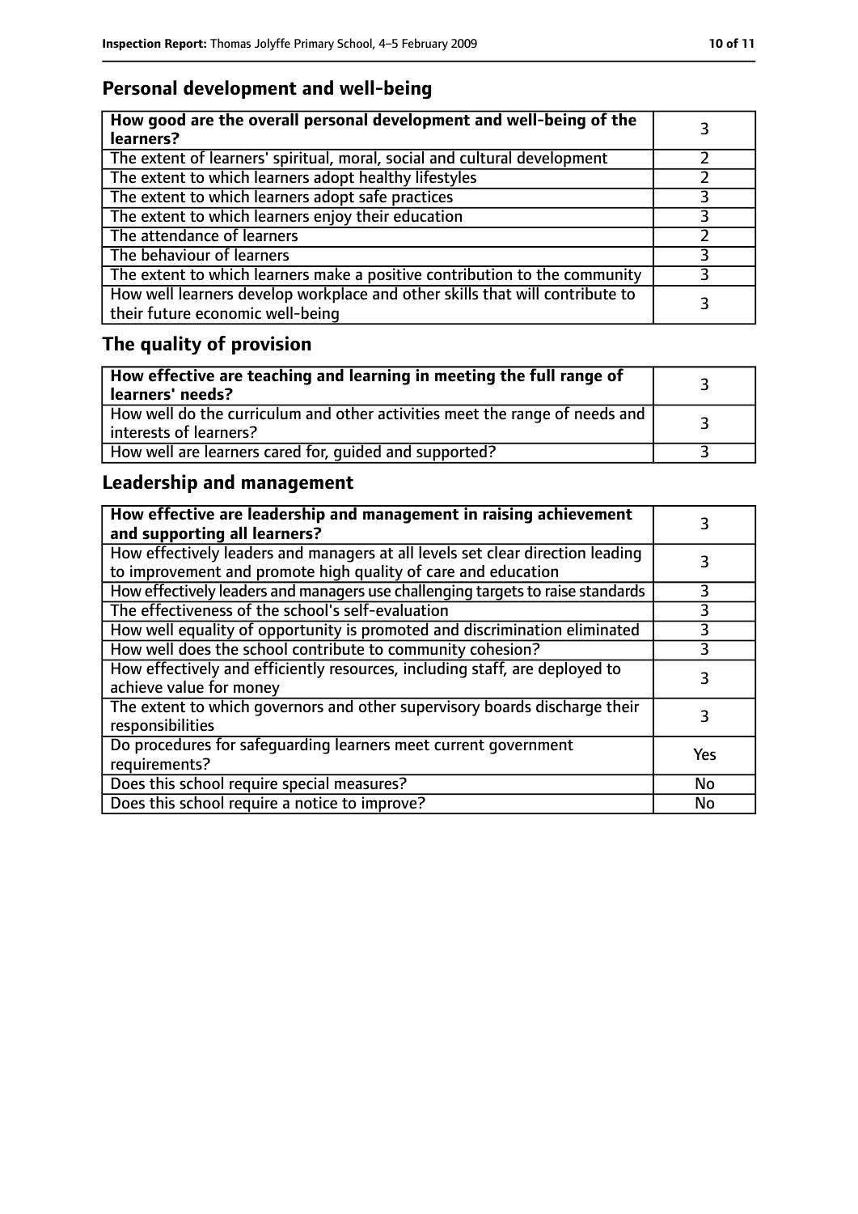## Personal development and well-being

| **How good are the overall personal development and well-being of the learners?** | 3 |
| --- | --- |
| The extent of learners' spiritual, moral, social and cultural development | 2 |
| The extent to which learners adopt healthy lifestyles | 2 |
| The extent to which learners adopt safe practices | 3 |
| The extent to which learners enjoy their education | 3 |
| The attendance of learners | 2 |
| The behaviour of learners | 3 |
| The extent to which learners make a positive contribution to the community | 3 |
| How well learners develop workplace and other skills that will contribute to their future economic well-being | 3 |

## The quality of provision

| **How effective are teaching and learning in meeting the full range of learners' needs?** | 3 |
| --- | --- |
| How well do the curriculum and other activities meet the range of needs and interests of learners? | 3 |
| How well are learners cared for, guided and supported? | 3 |

## Leadership and management

| **How effective are leadership and management in raising achievement and supporting all learners?** | 3 |
| --- | --- |
| How effectively leaders and managers at all levels set clear direction leading to improvement and promote high quality of care and education | 3 |
| How effectively leaders and managers use challenging targets to raise standards | 3 |
| The effectiveness of the school's self-evaluation | 3 |
| How well equality of opportunity is promoted and discrimination eliminated | 3 |
| How well does the school contribute to community cohesion? | 3 |
| How effectively and efficiently resources, including staff, are deployed to achieve value for money | 3 |
| The extent to which governors and other supervisory boards discharge their responsibilities | 3 |
| Do procedures for safeguarding learners meet current government requirements? | Yes |
| Does this school require special measures? | No |
| Does this school require a notice to improve? | No |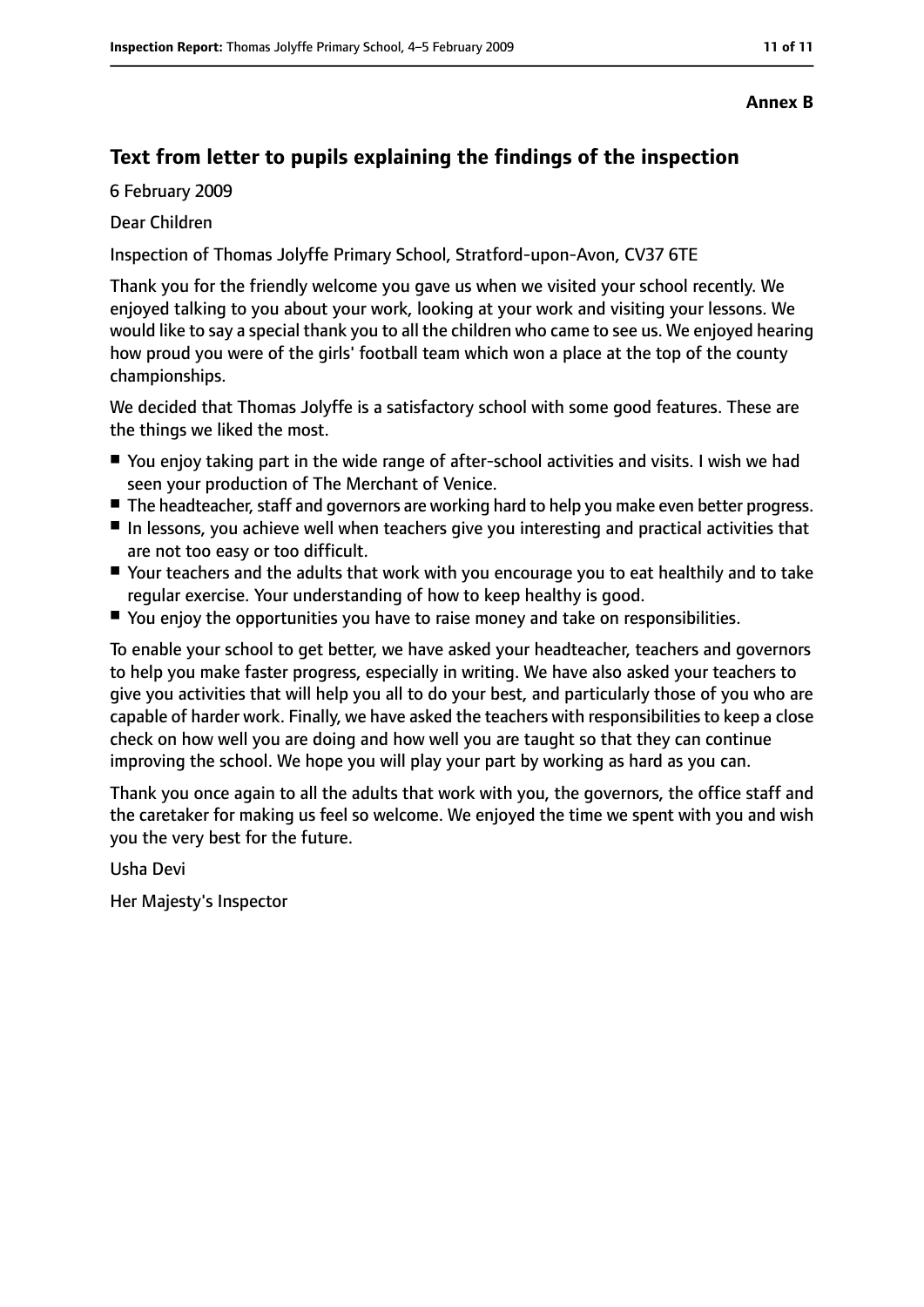**Annex B**

## Text from letter to pupils explaining the findings of the inspection

6 February 2009

Dear Children

Inspection of Thomas Jolyffe Primary School, Stratford-upon-Avon, CV37 6TE

Thank you for the friendly welcome you gave us when we visited your school recently. We enjoyed talking to you about your work, looking at your work and visiting your lessons. We would like to say a special thank you to all the children who came to see us. We enjoyed hearing how proud you were of the girls' football team which won a place at the top of the county championships.

We decided that Thomas Jolyffe is a satisfactory school with some good features. These are the things we liked the most.

- You enjoy taking part in the wide range of after-school activities and visits. I wish we had seen your production of The Merchant of Venice.
- The headteacher, staff and governors are working hard to help you make even better progress.
- In lessons, you achieve well when teachers give you interesting and practical activities that are not too easy or too difficult.
- Your teachers and the adults that work with you encourage you to eat healthily and to take regular exercise. Your understanding of how to keep healthy is good.
- You enjoy the opportunities you have to raise money and take on responsibilities.

To enable your school to get better, we have asked your headteacher, teachers and governors to help you make faster progress, especially in writing. We have also asked your teachers to give you activities that will help you all to do your best, and particularly those of you who are capable of harder work. Finally, we have asked the teachers with responsibilities to keep a close check on how well you are doing and how well you are taught so that they can continue improving the school. We hope you will play your part by working as hard as you can.

Thank you once again to all the adults that work with you, the governors, the office staff and the caretaker for making us feel so welcome. We enjoyed the time we spent with you and wish you the very best for the future.

Usha Devi

Her Majesty's Inspector